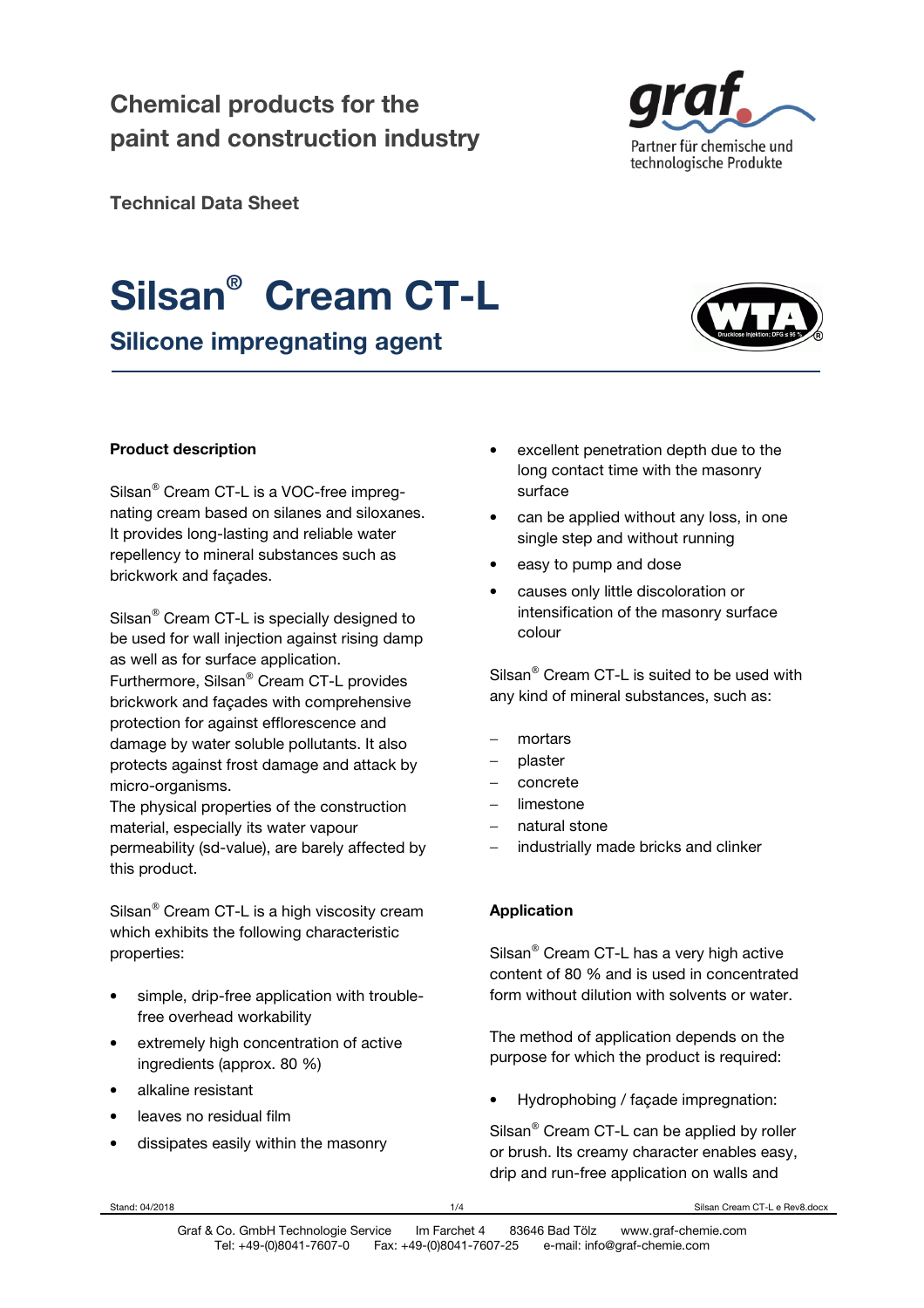Chemical products for the paint and construction industry

Technical Data Sheet

# Silsan® Cream CT-L

## Silicone impregnating agent

### Product description

Silsan® Cream CT-L is a VOC-free impregnating cream based on silanes and siloxanes. It provides long-lasting and reliable water repellency to mineral substances such as brickwork and façades.

Silsan® Cream CT-L is specially designed to be used for wall injection against rising damp as well as for surface application. Furthermore, Silsan® Cream CT-L provides brickwork and façades with comprehensive protection for against efflorescence and damage by water soluble pollutants. It also protects against frost damage and attack by micro-organisms.
The physical properties of the construction material, especially its water vapour permeability (sd-value), are barely affected by this product.

Silsan® Cream CT-L is a high viscosity cream which exhibits the following characteristic properties:

- simple, drip-free application with trouble-free overhead workability
- extremely high concentration of active ingredients (approx. 80 %)
- alkaline resistant
- leaves no residual film
- dissipates easily within the masonry
- excellent penetration depth due to the long contact time with the masonry surface
- can be applied without any loss, in one single step and without running
- easy to pump and dose
- causes only little discoloration or intensification of the masonry surface colour

Silsan® Cream CT-L is suited to be used with any kind of mineral substances, such as:

- mortars
- plaster
- concrete
- limestone
- natural stone
- industrially made bricks and clinker

### Application

Silsan® Cream CT-L has a very high active content of 80 % and is used in concentrated form without dilution with solvents or water.

The method of application depends on the purpose for which the product is required:

- Hydrophobing / façade impregnation:

Silsan® Cream CT-L can be applied by roller or brush. Its creamy character enables easy, drip and run-free application on walls and

Stand: 04/2018 Silsan Cream CT-L e Rev8.docx

Graf & Co. GmbH Technologie Service Im Farchet 4 83646 Bad Tölz www.graf-chemie.com
Tel: +49-(0)8041-7607-0 Fax: +49-(0)8041-7607-25 e-mail: info@graf-chemie.com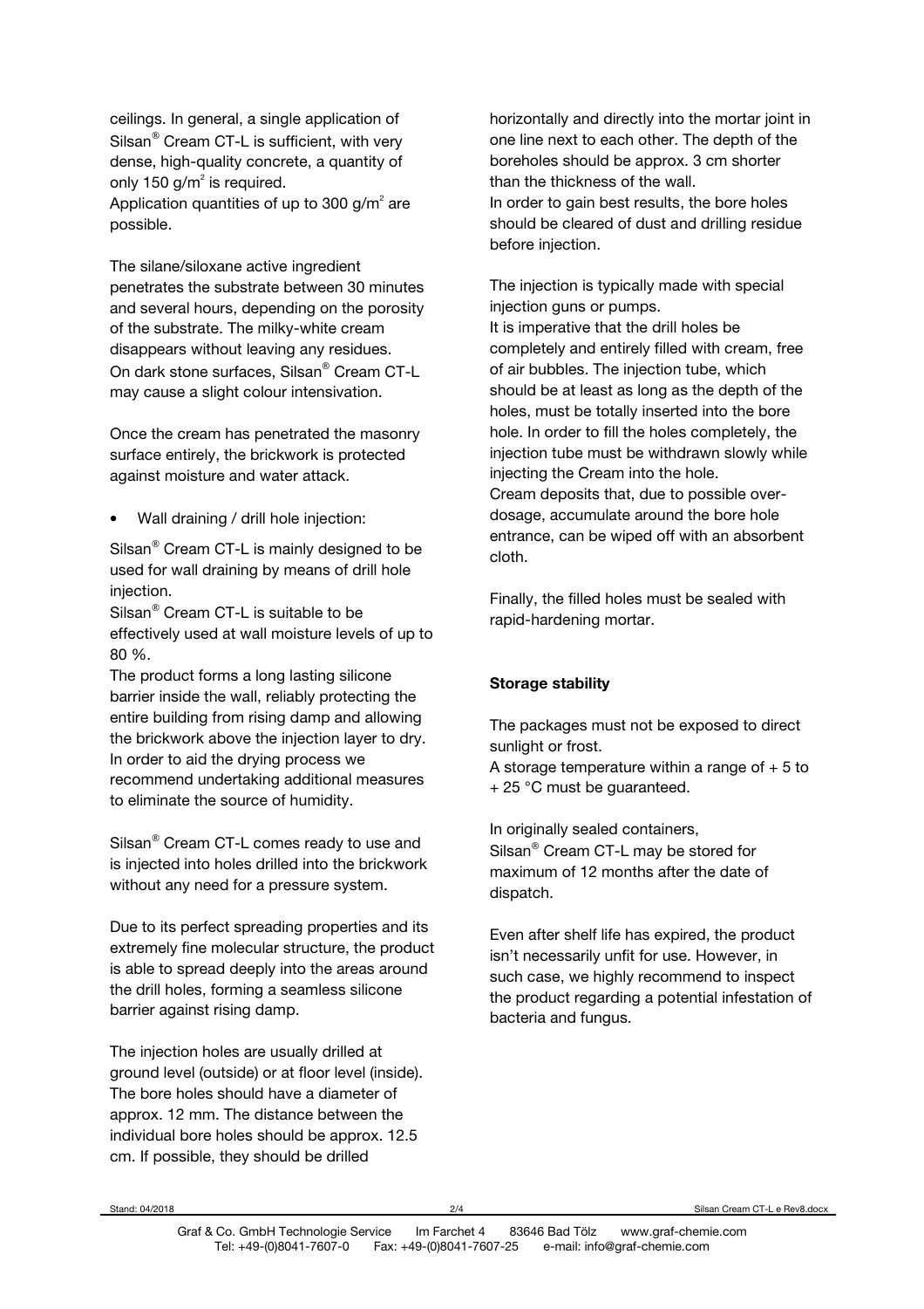ceilings. In general, a single application of Silsan® Cream CT-L is sufficient, with very dense, high-quality concrete, a quantity of only 150 g/$m^2$ is required.
Application quantities of up to 300 g/$m^2$ are possible.

The silane/siloxane active ingredient penetrates the substrate between 30 minutes and several hours, depending on the porosity of the substrate. The milky-white cream disappears without leaving any residues. On dark stone surfaces, Silsan® Cream CT-L may cause a slight colour intensivation.

Once the cream has penetrated the masonry surface entirely, the brickwork is protected against moisture and water attack.

- Wall draining / drill hole injection:

Silsan® Cream CT-L is mainly designed to be used for wall draining by means of drill hole injection.
Silsan® Cream CT-L is suitable to be effectively used at wall moisture levels of up to 80 %.
The product forms a long lasting silicone barrier inside the wall, reliably protecting the entire building from rising damp and allowing the brickwork above the injection layer to dry. In order to aid the drying process we recommend undertaking additional measures to eliminate the source of humidity.

Silsan® Cream CT-L comes ready to use and is injected into holes drilled into the brickwork without any need for a pressure system.

Due to its perfect spreading properties and its extremely fine molecular structure, the product is able to spread deeply into the areas around the drill holes, forming a seamless silicone barrier against rising damp.

The injection holes are usually drilled at ground level (outside) or at floor level (inside). The bore holes should have a diameter of approx. 12 mm. The distance between the individual bore holes should be approx. 12.5 cm. If possible, they should be drilled horizontally and directly into the mortar joint in one line next to each other. The depth of the boreholes should be approx. 3 cm shorter than the thickness of the wall.
In order to gain best results, the bore holes should be cleared of dust and drilling residue before injection.

The injection is typically made with special injection guns or pumps.
It is imperative that the drill holes be completely and entirely filled with cream, free of air bubbles. The injection tube, which should be at least as long as the depth of the holes, must be totally inserted into the bore hole. In order to fill the holes completely, the injection tube must be withdrawn slowly while injecting the Cream into the hole.
Cream deposits that, due to possible over-dosage, accumulate around the bore hole entrance, can be wiped off with an absorbent cloth.

Finally, the filled holes must be sealed with rapid-hardening mortar.

**Storage stability**

The packages must not be exposed to direct sunlight or frost.
A storage temperature within a range of + 5 to + 25 °C must be guaranteed.

In originally sealed containers, Silsan® Cream CT-L may be stored for maximum of 12 months after the date of dispatch.

Even after shelf life has expired, the product isn't necessarily unfit for use. However, in such case, we highly recommend to inspect the product regarding a potential infestation of bacteria and fungus.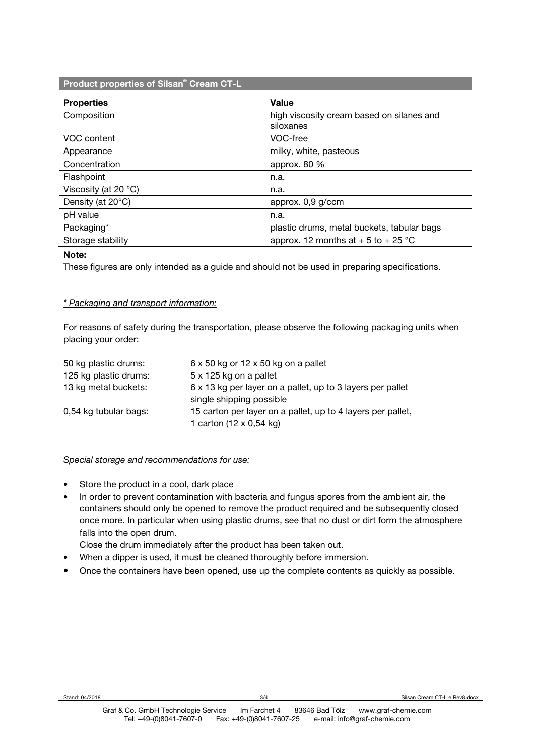## Product properties of Silsan® Cream CT-L

| Properties | Value |
|---|---|
| Composition | high viscosity cream based on silanes and siloxanes |
| VOC content | VOC-free |
| Appearance | milky, white, pasteous |
| Concentration | approx. 80 % |
| Flashpoint | n.a. |
| Viscosity (at 20 °C) | n.a. |
| Density (at 20°C) | approx. 0,9 g/ccm |
| pH value | n.a. |
| Packaging* | plastic drums, metal buckets, tabular bags |
| Storage stability | approx. 12 months at + 5 to + 25 °C |

**Note:**

These figures are only intended as a guide and should not be used in preparing specifications.

*\* Packaging and transport information:*

For reasons of safety during the transportation, please observe the following packaging units when placing your order:

| | |
|---|---|
| 50 kg plastic drums: | 6 x 50 kg or 12 x 50 kg on a pallet |
| 125 kg plastic drums: | 5 x 125 kg on a pallet |
| 13 kg metal buckets: | 6 x 13 kg per layer on a pallet, up to 3 layers per pallet<br>single shipping possible |
| 0,54 kg tubular bags: | 15 carton per layer on a pallet, up to 4 layers per pallet,<br>1 carton (12 x 0,54 kg) |

*Special storage and recommendations for use:*

- Store the product in a cool, dark place
- In order to prevent contamination with bacteria and fungus spores from the ambient air, the containers should only be opened to remove the product required and be subsequently closed once more. In particular when using plastic drums, see that no dust or dirt form the atmosphere falls into the open drum.
  Close the drum immediately after the product has been taken out.
- When a dipper is used, it must be cleaned thoroughly before immersion.
- Once the containers have been opened, use up the complete contents as quickly as possible.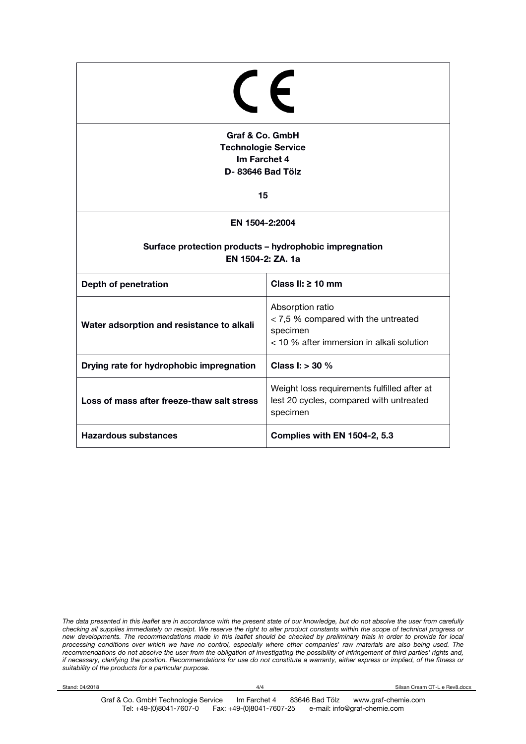CE

**Graf & Co. GmbH**
**Technologie Service**
**Im Farchet 4**
**D- 83646 Bad Tölz**

**15**

**EN 1504-2:2004**

**Surface protection products – hydrophobic impregnation**
**EN 1504-2: ZA. 1a**

| | |
|---|---|
| **Depth of penetration** | **Class II: ≥ 10 mm** |
| **Water adsorption and resistance to alkali** | Absorption ratio<br>< 7,5 % compared with the untreated specimen<br>< 10 % after immersion in alkali solution |
| **Drying rate for hydrophobic impregnation** | **Class I: > 30 %** |
| **Loss of mass after freeze-thaw salt stress** | Weight loss requirements fulfilled after at lest 20 cycles, compared with untreated specimen |
| **Hazardous substances** | **Complies with EN 1504-2, 5.3** |

*The data presented in this leaflet are in accordance with the present state of our knowledge, but do not absolve the user from carefully checking all supplies immediately on receipt. We reserve the right to alter product constants within the scope of technical progress or new developments. The recommendations made in this leaflet should be checked by preliminary trials in order to provide for local processing conditions over which we have no control, especially where other companies' raw materials are also being used. The recommendations do not absolve the user from the obligation of investigating the possibility of infringement of third parties' rights and, if necessary, clarifying the position. Recommendations for use do not constitute a warranty, either express or implied, of the fitness or suitability of the products for a particular purpose.*

Stand: 04/2018 Silsan Cream CT-L e Rev8.docx

Graf & Co. GmbH Technologie Service Im Farchet 4 83646 Bad Tölz www.graf-chemie.com
Tel: +49-(0)8041-7607-0 Fax: +49-(0)8041-7607-25 e-mail: info@graf-chemie.com